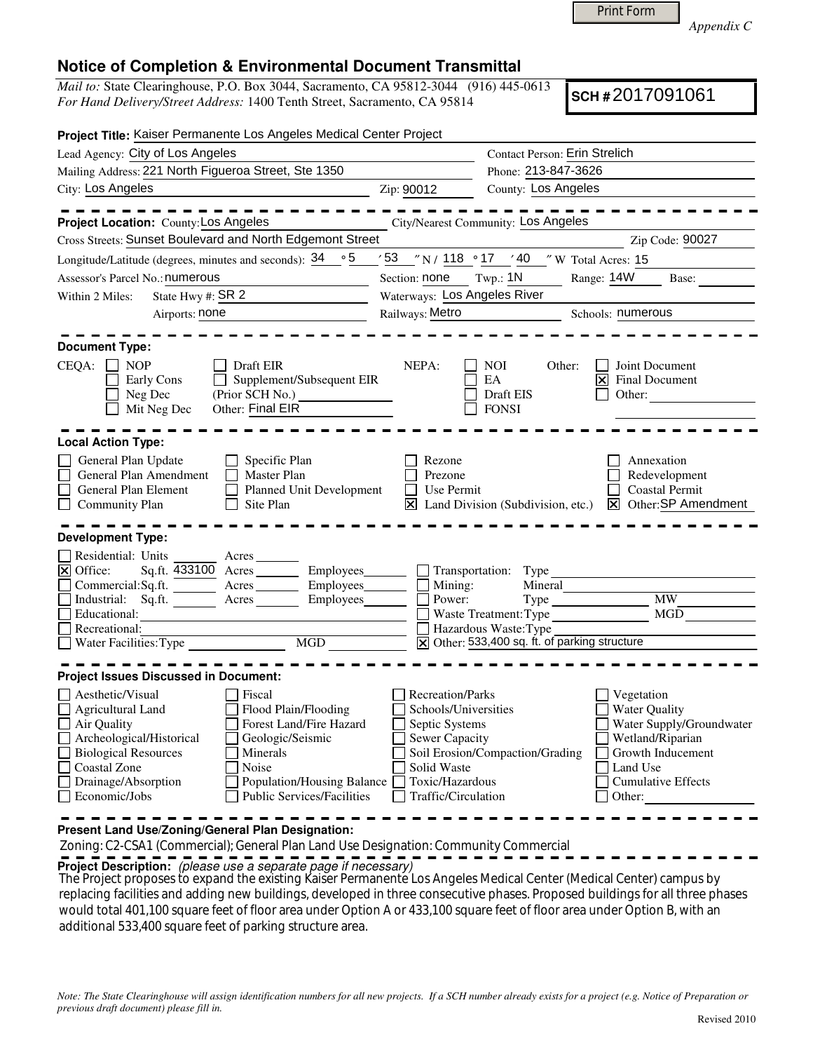Print Form

*Appendix C*

# Notice of Completion & Environmental Document Transmittal

*Mail to:* State Clearinghouse, P.O. Box 3044, Sacramento, CA 95812-3044 (916) 445-0613
*For Hand Delivery/Street Address:* 1400 Tenth Street, Sacramento, CA 95814

**SCH #** 2017091061

**Project Title:** Kaiser Permanente Los Angeles Medical Center Project

Lead Agency: City of Los Angeles
Contact Person: Erin Strelich
Mailing Address: 221 North Figueroa Street, Ste 1350
Phone: 213-847-3626
City: Los Angeles
Zip: 90012
County: Los Angeles

**Project Location:** County: Los Angeles
City/Nearest Community: Los Angeles
Cross Streets: Sunset Boulevard and North Edgemont Street
Zip Code: 90027
Longitude/Latitude (degrees, minutes and seconds): 34 ° 5 ′ 53 ″ N / 118 ° 17 ′ 40 ″ W Total Acres: 15
Assessor's Parcel No.: numerous
Section: none Twp.: 1N Range: 14W Base:
Within 2 Miles: State Hwy #: SR 2
Waterways: Los Angeles River
Airports: none
Railways: Metro
Schools: numerous

**Document Type:**

CEQA:
- [ ] NOP
- [ ] Early Cons
- [ ] Neg Dec
- [ ] Mit Neg Dec
- [ ] Draft EIR
- [ ] Supplement/Subsequent EIR (Prior SCH No.)
- Other: Final EIR

NEPA:
- [ ] NOI
- [ ] EA
- [ ] Draft EIS
- [ ] FONSI

Other:
- [ ] Joint Document
- [x] Final Document
- [ ] Other:

**Local Action Type:**

- [ ] General Plan Update
- [ ] General Plan Amendment
- [ ] General Plan Element
- [ ] Community Plan
- [ ] Specific Plan
- [ ] Master Plan
- [ ] Planned Unit Development
- [ ] Site Plan
- [ ] Rezone
- [ ] Prezone
- [ ] Use Permit
- [x] Land Division (Subdivision, etc.)
- [ ] Annexation
- [ ] Redevelopment
- [ ] Coastal Permit
- [x] Other: SP Amendment

**Development Type:**

- [ ] Residential: Units ____ Acres ____
- [x] Office: Sq.ft. 433100 Acres ____ Employees ____
- [ ] Commercial: Sq.ft. ____ Acres ____ Employees ____
- [ ] Industrial: Sq.ft. ____ Acres ____ Employees ____
- [ ] Educational:
- [ ] Recreational:
- [ ] Water Facilities: Type ____ MGD ____
- [ ] Transportation: Type
- [ ] Mining: Mineral
- [ ] Power: Type ____ MW
- [ ] Waste Treatment: Type ____ MGD
- [ ] Hazardous Waste: Type
- [x] Other: 533,400 sq. ft. of parking structure

**Project Issues Discussed in Document:**

- [ ] Aesthetic/Visual
- [ ] Agricultural Land
- [ ] Air Quality
- [ ] Archeological/Historical
- [ ] Biological Resources
- [ ] Coastal Zone
- [ ] Drainage/Absorption
- [ ] Economic/Jobs
- [ ] Fiscal
- [ ] Flood Plain/Flooding
- [ ] Forest Land/Fire Hazard
- [ ] Geologic/Seismic
- [ ] Minerals
- [ ] Noise
- [ ] Population/Housing Balance
- [ ] Public Services/Facilities
- [ ] Recreation/Parks
- [ ] Schools/Universities
- [ ] Septic Systems
- [ ] Sewer Capacity
- [ ] Soil Erosion/Compaction/Grading
- [ ] Solid Waste
- [ ] Toxic/Hazardous
- [ ] Traffic/Circulation
- [ ] Vegetation
- [ ] Water Quality
- [ ] Water Supply/Groundwater
- [ ] Wetland/Riparian
- [ ] Growth Inducement
- [ ] Land Use
- [ ] Cumulative Effects
- [ ] Other:

**Present Land Use/Zoning/General Plan Designation:**

Zoning: C2-CSA1 (Commercial); General Plan Land Use Designation: Community Commercial

**Project Description:** *(please use a separate page if necessary)*

The Project proposes to expand the existing Kaiser Permanente Los Angeles Medical Center (Medical Center) campus by replacing facilities and adding new buildings, developed in three consecutive phases. Proposed buildings for all three phases would total 401,100 square feet of floor area under Option A or 433,100 square feet of floor area under Option B, with an additional 533,400 square feet of parking structure area.

*Note: The State Clearinghouse will assign identification numbers for all new projects. If a SCH number already exists for a project (e.g. Notice of Preparation or previous draft document) please fill in.*

Revised 2010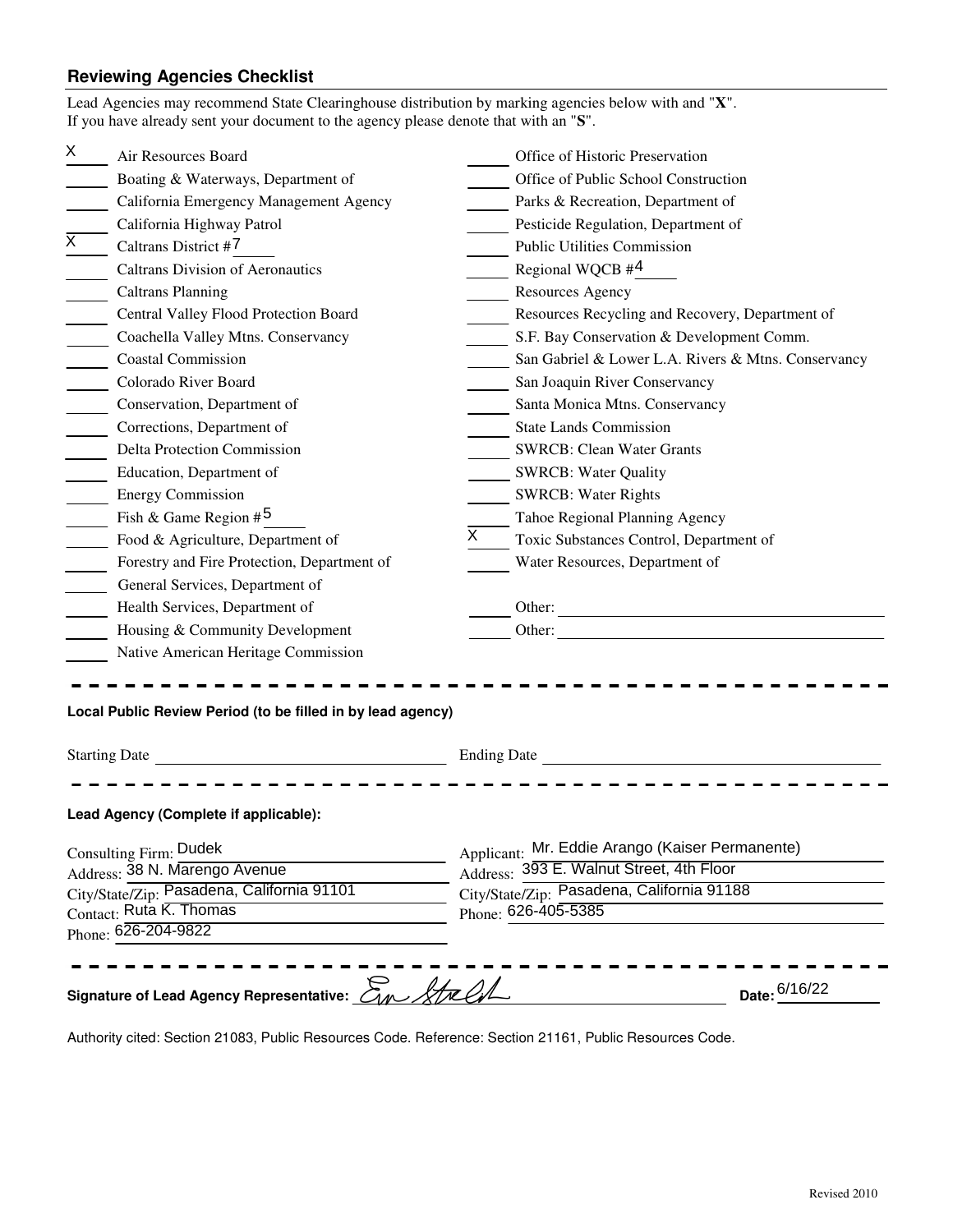## Reviewing Agencies Checklist

Lead Agencies may recommend State Clearinghouse distribution by marking agencies below with and "**X**".
If you have already sent your document to the agency please denote that with an "**S**".

| | | | |
|---|---|---|---|
| X | Air Resources Board | | Office of Historic Preservation |
| | Boating & Waterways, Department of | | Office of Public School Construction |
| | California Emergency Management Agency | | Parks & Recreation, Department of |
| | California Highway Patrol | | Pesticide Regulation, Department of |
| X | Caltrans District # 7 | | Public Utilities Commission |
| | Caltrans Division of Aeronautics | | Regional WQCB # 4 |
| | Caltrans Planning | | Resources Agency |
| | Central Valley Flood Protection Board | | Resources Recycling and Recovery, Department of |
| | Coachella Valley Mtns. Conservancy | | S.F. Bay Conservation & Development Comm. |
| | Coastal Commission | | San Gabriel & Lower L.A. Rivers & Mtns. Conservancy |
| | Colorado River Board | | San Joaquin River Conservancy |
| | Conservation, Department of | | Santa Monica Mtns. Conservancy |
| | Corrections, Department of | | State Lands Commission |
| | Delta Protection Commission | | SWRCB: Clean Water Grants |
| | Education, Department of | | SWRCB: Water Quality |
| | Energy Commission | | SWRCB: Water Rights |
| | Fish & Game Region # 5 | | Tahoe Regional Planning Agency |
| | Food & Agriculture, Department of | X | Toxic Substances Control, Department of |
| | Forestry and Fire Protection, Department of | | Water Resources, Department of |
| | General Services, Department of | | |
| | Health Services, Department of | | Other: |
| | Housing & Community Development | | Other: |
| | Native American Heritage Commission | | |

---

**Local Public Review Period (to be filled in by lead agency)**

Starting Date \_\_\_\_\_\_\_\_\_\_ Ending Date \_\_\_\_\_\_\_\_\_\_

---

**Lead Agency (Complete if applicable):**

Consulting Firm: Dudek
Address: 38 N. Marengo Avenue
City/State/Zip: Pasadena, California 91101
Contact: Ruta K. Thomas
Phone: 626-204-9822

Applicant: Mr. Eddie Arango (Kaiser Permanente)
Address: 393 E. Walnut Street, 4th Floor
City/State/Zip: Pasadena, California 91188
Phone: 626-405-5385

---

**Signature of Lead Agency Representative:** [signature] **Date:** 6/16/22

Authority cited: Section 21083, Public Resources Code. Reference: Section 21161, Public Resources Code.

Revised 2010